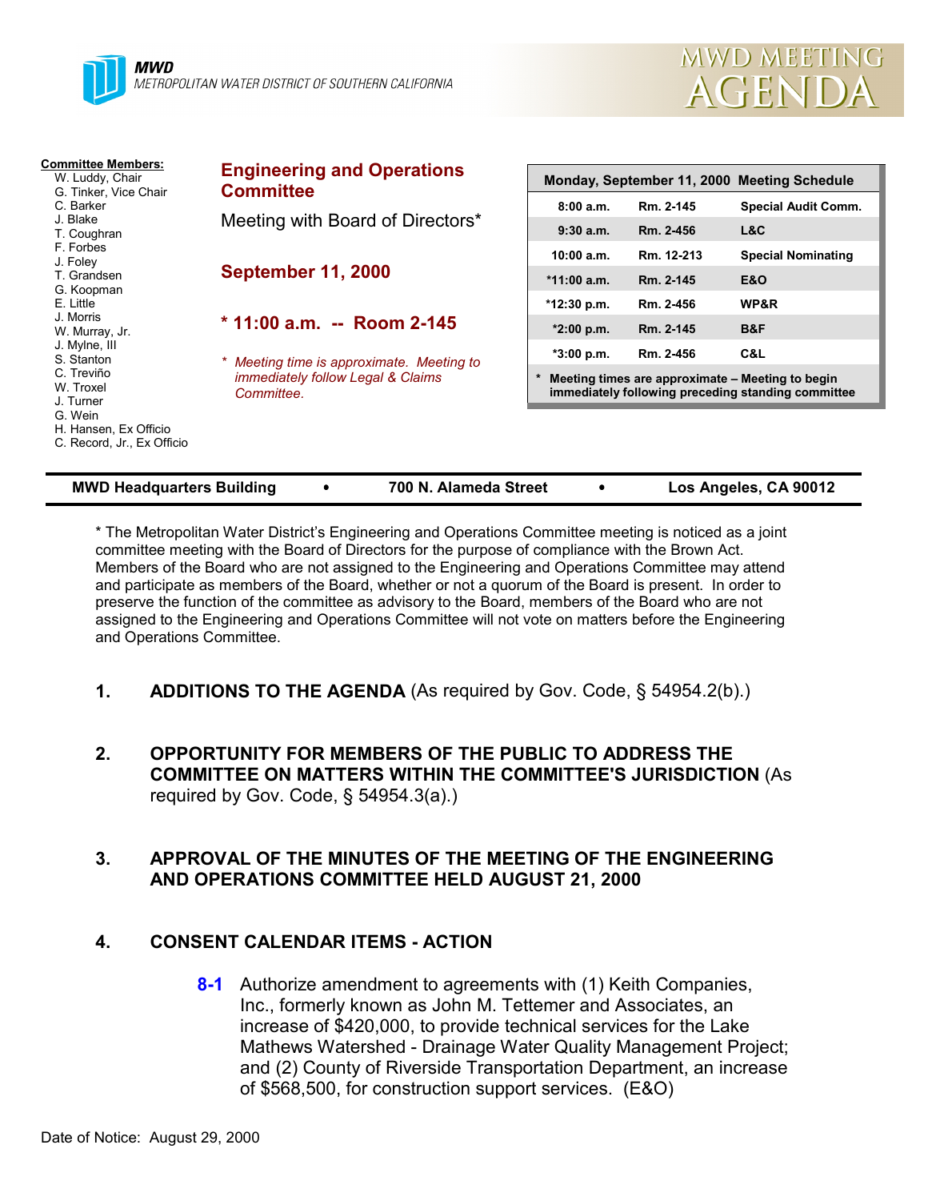**MWD**
METROPOLITAN WATER DISTRICT OF SOUTHERN CALIFORNIA

# MWD MEETING AGENDA

**Committee Members:**
- W. Luddy, Chair
- G. Tinker, Vice Chair
- C. Barker
- J. Blake
- T. Coughran
- F. Forbes
- J. Foley
- T. Grandsen
- G. Koopman
- E. Little
- J. Morris
- W. Murray, Jr.
- J. Mylne, III
- S. Stanton
- C. Treviño
- W. Troxel
- J. Turner
- G. Wein
- H. Hansen, Ex Officio
- C. Record, Jr., Ex Officio

## Engineering and Operations Committee

Meeting with Board of Directors*

**September 11, 2000**

**\* 11:00 a.m. -- Room 2-145**

*\* Meeting time is approximate. Meeting to immediately follow Legal & Claims Committee.*

| Monday, September 11, 2000 Meeting Schedule | | |
|---|---|---|
| 8:00 a.m. | Rm. 2-145 | Special Audit Comm. |
| 9:30 a.m. | Rm. 2-456 | L&C |
| 10:00 a.m. | Rm. 12-213 | Special Nominating |
| *11:00 a.m. | Rm. 2-145 | E&O |
| *12:30 p.m. | Rm. 2-456 | WP&R |
| *2:00 p.m. | Rm. 2-145 | B&F |
| *3:00 p.m. | Rm. 2-456 | C&L |

\* Meeting times are approximate – Meeting to begin immediately following preceding standing committee

**MWD Headquarters Building • 700 N. Alameda Street • Los Angeles, CA 90012**

\* The Metropolitan Water District's Engineering and Operations Committee meeting is noticed as a joint committee meeting with the Board of Directors for the purpose of compliance with the Brown Act. Members of the Board who are not assigned to the Engineering and Operations Committee may attend and participate as members of the Board, whether or not a quorum of the Board is present. In order to preserve the function of the committee as advisory to the Board, members of the Board who are not assigned to the Engineering and Operations Committee will not vote on matters before the Engineering and Operations Committee.

1. **ADDITIONS TO THE AGENDA** (As required by Gov. Code, § 54954.2(b).)

2. **OPPORTUNITY FOR MEMBERS OF THE PUBLIC TO ADDRESS THE COMMITTEE ON MATTERS WITHIN THE COMMITTEE'S JURISDICTION** (As required by Gov. Code, § 54954.3(a).)

3. **APPROVAL OF THE MINUTES OF THE MEETING OF THE ENGINEERING AND OPERATIONS COMMITTEE HELD AUGUST 21, 2000**

4. **CONSENT CALENDAR ITEMS - ACTION**

   **8-1** Authorize amendment to agreements with (1) Keith Companies, Inc., formerly known as John M. Tettemer and Associates, an increase of $420,000, to provide technical services for the Lake Mathews Watershed - Drainage Water Quality Management Project; and (2) County of Riverside Transportation Department, an increase of $568,500, for construction support services. (E&O)

Date of Notice: August 29, 2000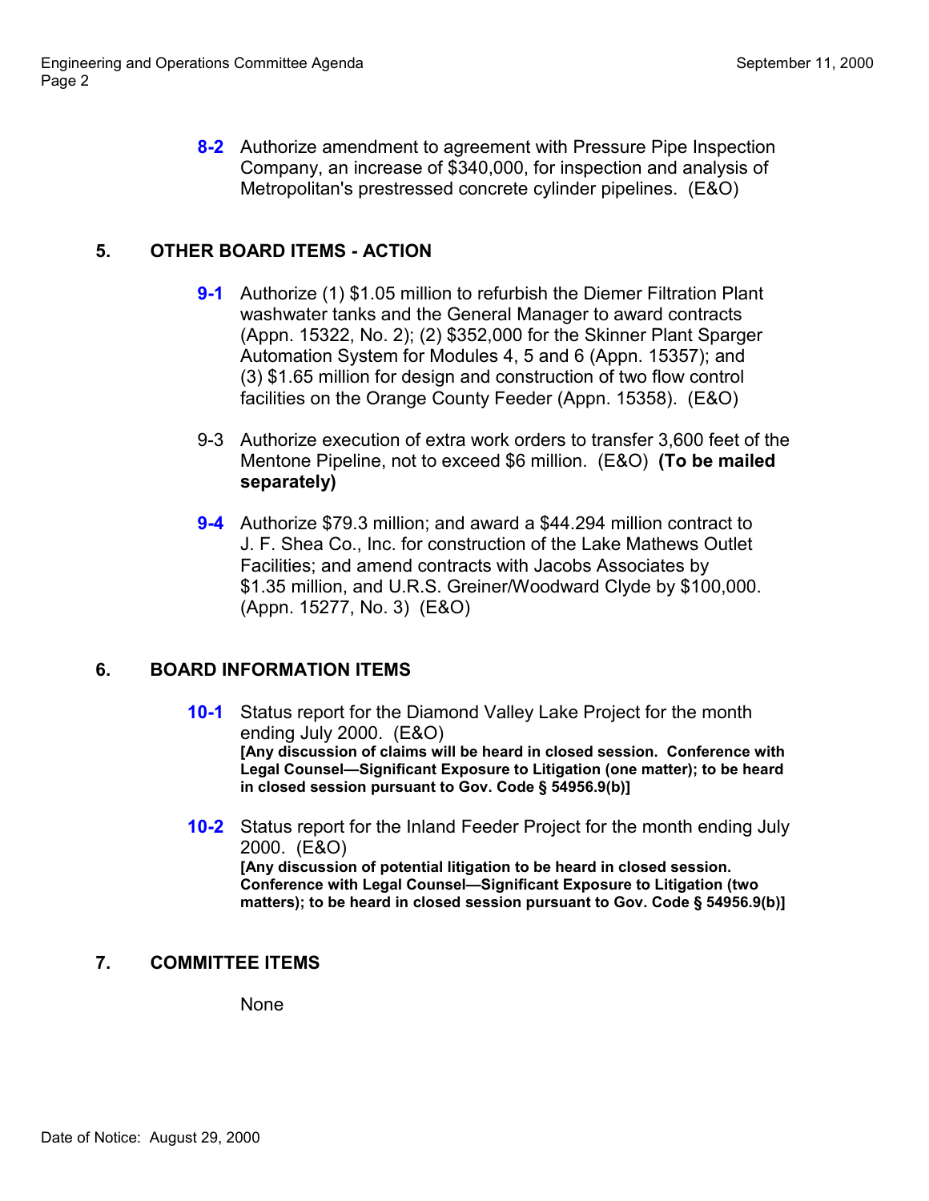**8-2** Authorize amendment to agreement with Pressure Pipe Inspection Company, an increase of $340,000, for inspection and analysis of Metropolitan's prestressed concrete cylinder pipelines. (E&O)

## 5. OTHER BOARD ITEMS - ACTION

**9-1** Authorize (1) $1.05 million to refurbish the Diemer Filtration Plant washwater tanks and the General Manager to award contracts (Appn. 15322, No. 2); (2) $352,000 for the Skinner Plant Sparger Automation System for Modules 4, 5 and 6 (Appn. 15357); and (3) $1.65 million for design and construction of two flow control facilities on the Orange County Feeder (Appn. 15358). (E&O)

9-3 Authorize execution of extra work orders to transfer 3,600 feet of the Mentone Pipeline, not to exceed $6 million. (E&O) **(To be mailed separately)**

**9-4** Authorize $79.3 million; and award a $44.294 million contract to J. F. Shea Co., Inc. for construction of the Lake Mathews Outlet Facilities; and amend contracts with Jacobs Associates by $1.35 million, and U.R.S. Greiner/Woodward Clyde by $100,000. (Appn. 15277, No. 3) (E&O)

## 6. BOARD INFORMATION ITEMS

**10-1** Status report for the Diamond Valley Lake Project for the month ending July 2000. (E&O)
**[Any discussion of claims will be heard in closed session. Conference with Legal Counsel—Significant Exposure to Litigation (one matter); to be heard in closed session pursuant to Gov. Code § 54956.9(b)]**

**10-2** Status report for the Inland Feeder Project for the month ending July 2000. (E&O)
**[Any discussion of potential litigation to be heard in closed session. Conference with Legal Counsel—Significant Exposure to Litigation (two matters); to be heard in closed session pursuant to Gov. Code § 54956.9(b)]**

## 7. COMMITTEE ITEMS

None

Date of Notice: August 29, 2000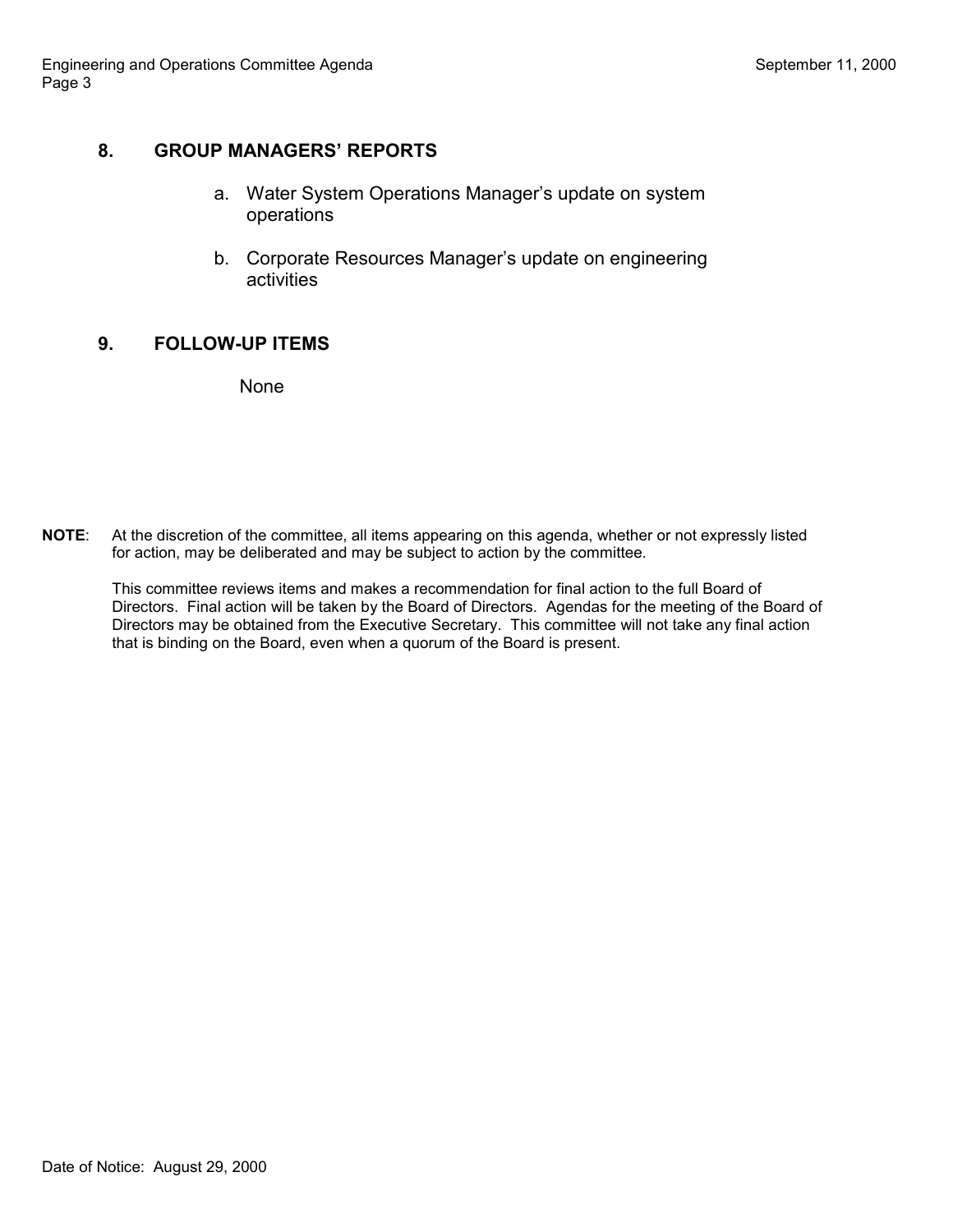## 8. GROUP MANAGERS' REPORTS

a. Water System Operations Manager's update on system operations

b. Corporate Resources Manager's update on engineering activities

## 9. FOLLOW-UP ITEMS

None

**NOTE**: At the discretion of the committee, all items appearing on this agenda, whether or not expressly listed for action, may be deliberated and may be subject to action by the committee.

This committee reviews items and makes a recommendation for final action to the full Board of Directors. Final action will be taken by the Board of Directors. Agendas for the meeting of the Board of Directors may be obtained from the Executive Secretary. This committee will not take any final action that is binding on the Board, even when a quorum of the Board is present.

Date of Notice: August 29, 2000